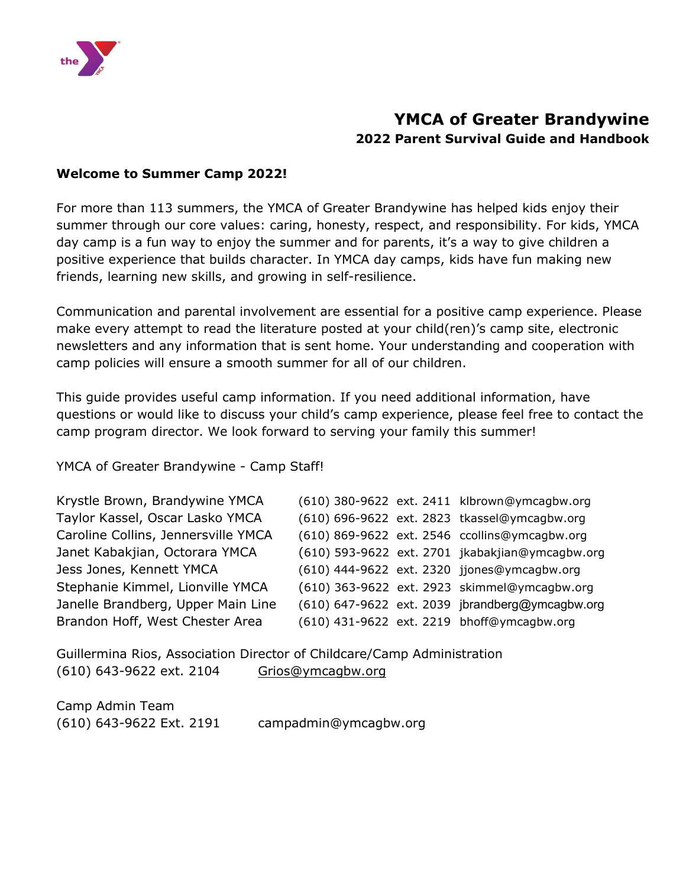# YMCA of Greater Brandywine

## 2022 Parent Survival Guide and Handbook

**Welcome to Summer Camp 2022!**

For more than 113 summers, the YMCA of Greater Brandywine has helped kids enjoy their summer through our core values: caring, honesty, respect, and responsibility. For kids, YMCA day camp is a fun way to enjoy the summer and for parents, it's a way to give children a positive experience that builds character. In YMCA day camps, kids have fun making new friends, learning new skills, and growing in self-resilience.

Communication and parental involvement are essential for a positive camp experience. Please make every attempt to read the literature posted at your child(ren)'s camp site, electronic newsletters and any information that is sent home. Your understanding and cooperation with camp policies will ensure a smooth summer for all of our children.

This guide provides useful camp information. If you need additional information, have questions or would like to discuss your child's camp experience, please feel free to contact the camp program director. We look forward to serving your family this summer!

YMCA of Greater Brandywine - Camp Staff!

| | | |
|---|---|---|
| Krystle Brown, Brandywine YMCA | (610) 380-9622 ext. 2411 | klbrown@ymcagbw.org |
| Taylor Kassel, Oscar Lasko YMCA | (610) 696-9622 ext. 2823 | tkassel@ymcagbw.org |
| Caroline Collins, Jennersville YMCA | (610) 869-9622 ext. 2546 | ccollins@ymcagbw.org |
| Janet Kabakjian, Octorara YMCA | (610) 593-9622 ext. 2701 | jkabakjian@ymcagbw.org |
| Jess Jones, Kennett YMCA | (610) 444-9622 ext. 2320 | jjones@ymcagbw.org |
| Stephanie Kimmel, Lionville YMCA | (610) 363-9622 ext. 2923 | skimmel@ymcagbw.org |
| Janelle Brandberg, Upper Main Line | (610) 647-9622 ext. 2039 | jbrandberg@ymcagbw.org |
| Brandon Hoff, West Chester Area | (610) 431-9622 ext. 2219 | bhoff@ymcagbw.org |

Guillermina Rios, Association Director of Childcare/Camp Administration
(610) 643-9622 ext. 2104 Grios@ymcagbw.org

Camp Admin Team
(610) 643-9622 Ext. 2191 campadmin@ymcagbw.org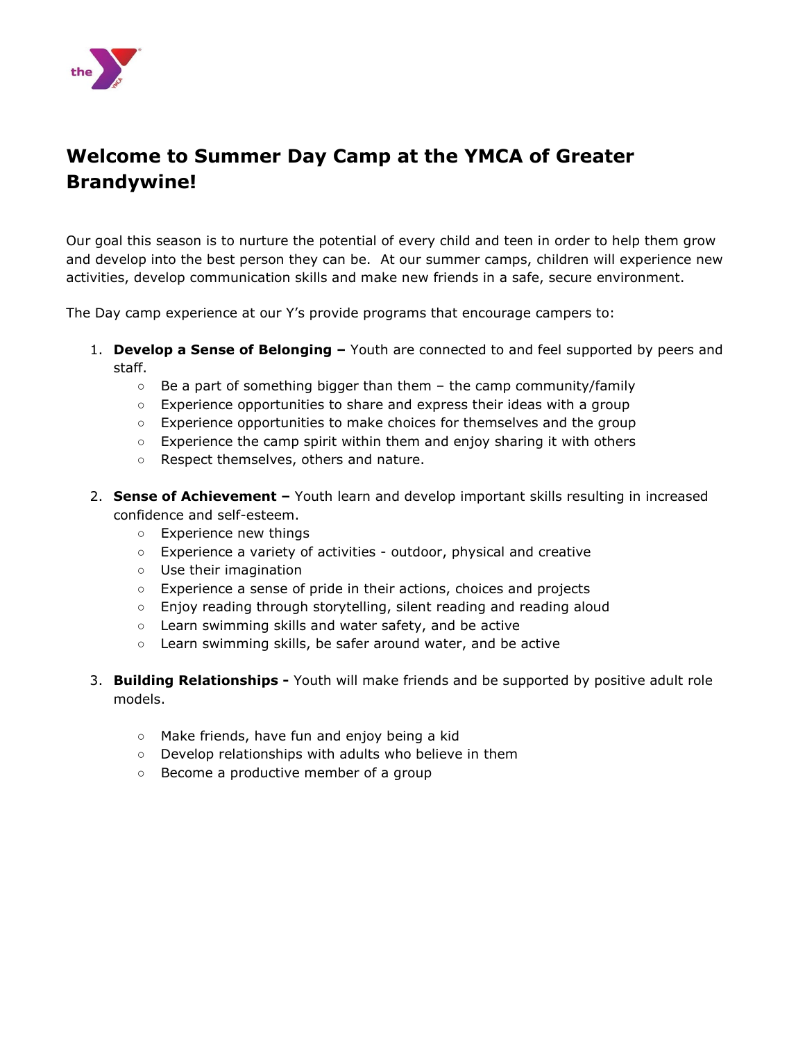# Welcome to Summer Day Camp at the YMCA of Greater Brandywine!

Our goal this season is to nurture the potential of every child and teen in order to help them grow and develop into the best person they can be. At our summer camps, children will experience new activities, develop communication skills and make new friends in a safe, secure environment.

The Day camp experience at our Y's provide programs that encourage campers to:

1. **Develop a Sense of Belonging –** Youth are connected to and feel supported by peers and staff.
   - Be a part of something bigger than them – the camp community/family
   - Experience opportunities to share and express their ideas with a group
   - Experience opportunities to make choices for themselves and the group
   - Experience the camp spirit within them and enjoy sharing it with others
   - Respect themselves, others and nature.

2. **Sense of Achievement –** Youth learn and develop important skills resulting in increased confidence and self-esteem.
   - Experience new things
   - Experience a variety of activities - outdoor, physical and creative
   - Use their imagination
   - Experience a sense of pride in their actions, choices and projects
   - Enjoy reading through storytelling, silent reading and reading aloud
   - Learn swimming skills and water safety, and be active
   - Learn swimming skills, be safer around water, and be active

3. **Building Relationships -** Youth will make friends and be supported by positive adult role models.

   - Make friends, have fun and enjoy being a kid
   - Develop relationships with adults who believe in them
   - Become a productive member of a group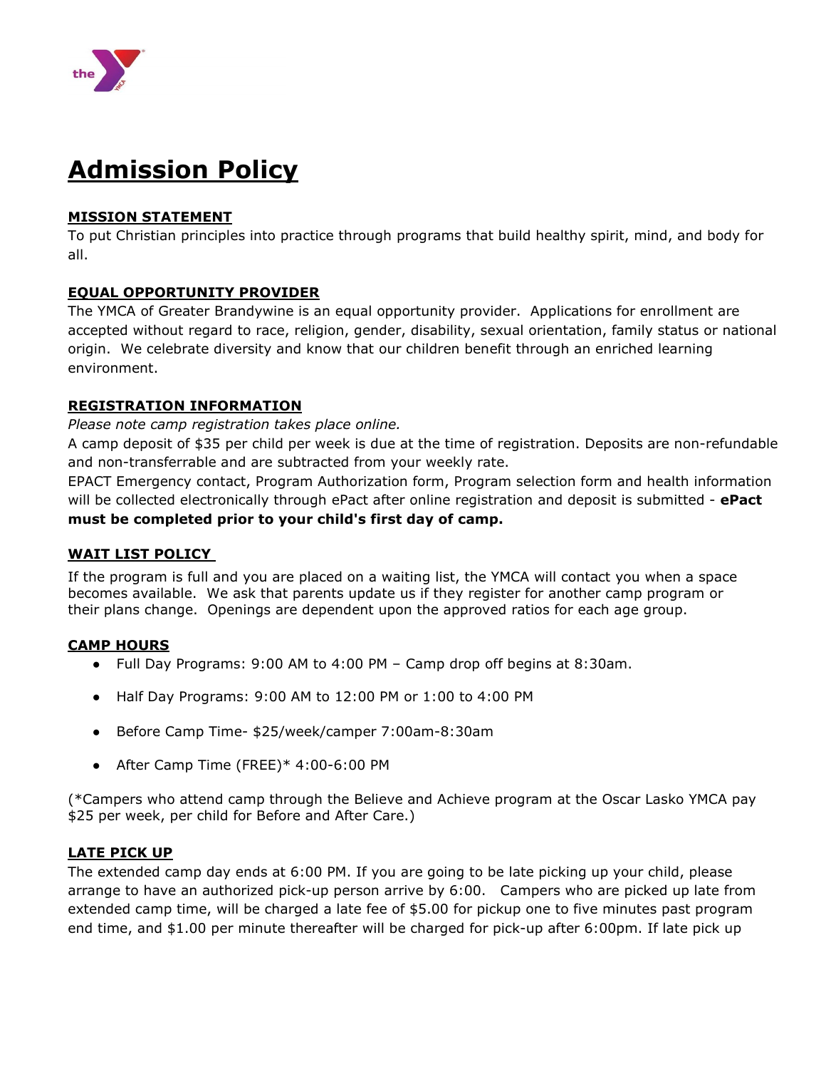# Admission Policy

## MISSION STATEMENT

To put Christian principles into practice through programs that build healthy spirit, mind, and body for all.

## EQUAL OPPORTUNITY PROVIDER

The YMCA of Greater Brandywine is an equal opportunity provider. Applications for enrollment are accepted without regard to race, religion, gender, disability, sexual orientation, family status or national origin. We celebrate diversity and know that our children benefit through an enriched learning environment.

## REGISTRATION INFORMATION

*Please note camp registration takes place online.*

A camp deposit of $35 per child per week is due at the time of registration. Deposits are non-refundable and non-transferrable and are subtracted from your weekly rate.

EPACT Emergency contact, Program Authorization form, Program selection form and health information will be collected electronically through ePact after online registration and deposit is submitted - **ePact must be completed prior to your child's first day of camp.**

## WAIT LIST POLICY

If the program is full and you are placed on a waiting list, the YMCA will contact you when a space becomes available. We ask that parents update us if they register for another camp program or their plans change. Openings are dependent upon the approved ratios for each age group.

## CAMP HOURS

- Full Day Programs: 9:00 AM to 4:00 PM – Camp drop off begins at 8:30am.
- Half Day Programs: 9:00 AM to 12:00 PM or 1:00 to 4:00 PM
- Before Camp Time- $25/week/camper 7:00am-8:30am
- After Camp Time (FREE)* 4:00-6:00 PM

(*Campers who attend camp through the Believe and Achieve program at the Oscar Lasko YMCA pay $25 per week, per child for Before and After Care.)

## LATE PICK UP

The extended camp day ends at 6:00 PM. If you are going to be late picking up your child, please arrange to have an authorized pick-up person arrive by 6:00. Campers who are picked up late from extended camp time, will be charged a late fee of $5.00 for pickup one to five minutes past program end time, and $1.00 per minute thereafter will be charged for pick-up after 6:00pm. If late pick up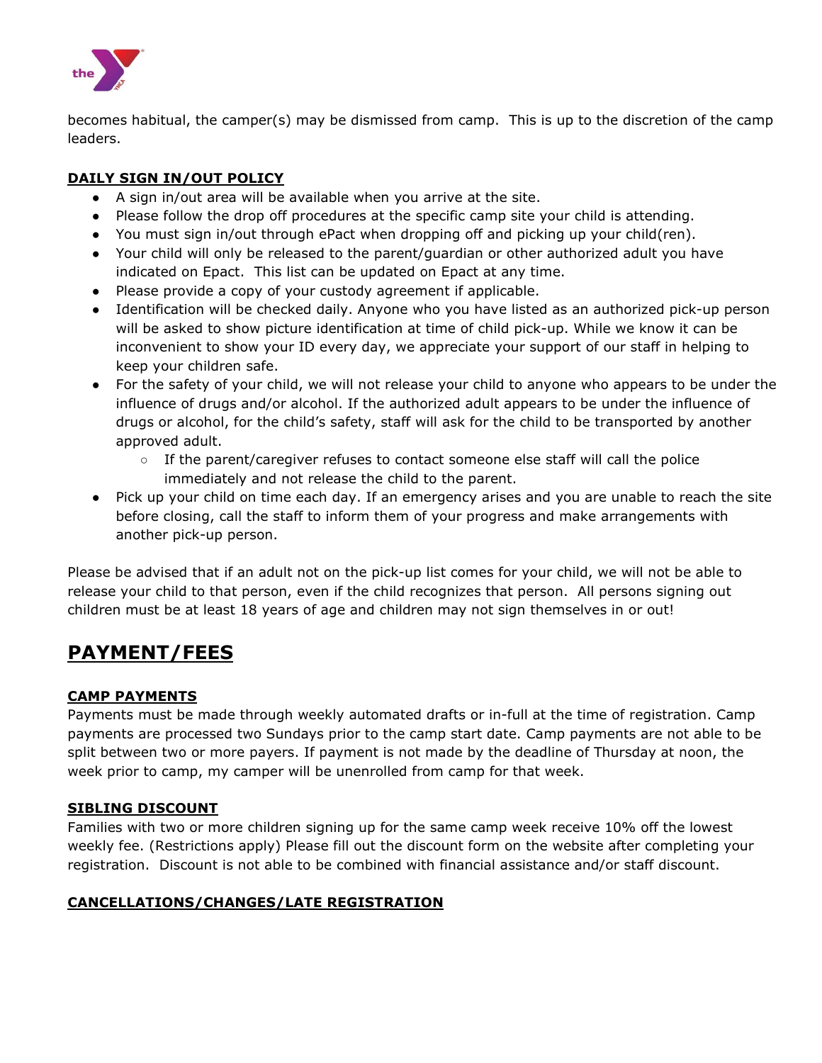becomes habitual, the camper(s) may be dismissed from camp. This is up to the discretion of the camp leaders.

### DAILY SIGN IN/OUT POLICY

- A sign in/out area will be available when you arrive at the site.
- Please follow the drop off procedures at the specific camp site your child is attending.
- You must sign in/out through ePact when dropping off and picking up your child(ren).
- Your child will only be released to the parent/guardian or other authorized adult you have indicated on Epact. This list can be updated on Epact at any time.
- Please provide a copy of your custody agreement if applicable.
- Identification will be checked daily. Anyone who you have listed as an authorized pick-up person will be asked to show picture identification at time of child pick-up. While we know it can be inconvenient to show your ID every day, we appreciate your support of our staff in helping to keep your children safe.
- For the safety of your child, we will not release your child to anyone who appears to be under the influence of drugs and/or alcohol. If the authorized adult appears to be under the influence of drugs or alcohol, for the child's safety, staff will ask for the child to be transported by another approved adult.
  - If the parent/caregiver refuses to contact someone else staff will call the police immediately and not release the child to the parent.
- Pick up your child on time each day. If an emergency arises and you are unable to reach the site before closing, call the staff to inform them of your progress and make arrangements with another pick-up person.

Please be advised that if an adult not on the pick-up list comes for your child, we will not be able to release your child to that person, even if the child recognizes that person. All persons signing out children must be at least 18 years of age and children may not sign themselves in or out!

## PAYMENT/FEES

### CAMP PAYMENTS

Payments must be made through weekly automated drafts or in-full at the time of registration. Camp payments are processed two Sundays prior to the camp start date. Camp payments are not able to be split between two or more payers. If payment is not made by the deadline of Thursday at noon, the week prior to camp, my camper will be unenrolled from camp for that week.

### SIBLING DISCOUNT

Families with two or more children signing up for the same camp week receive 10% off the lowest weekly fee. (Restrictions apply) Please fill out the discount form on the website after completing your registration. Discount is not able to be combined with financial assistance and/or staff discount.

### CANCELLATIONS/CHANGES/LATE REGISTRATION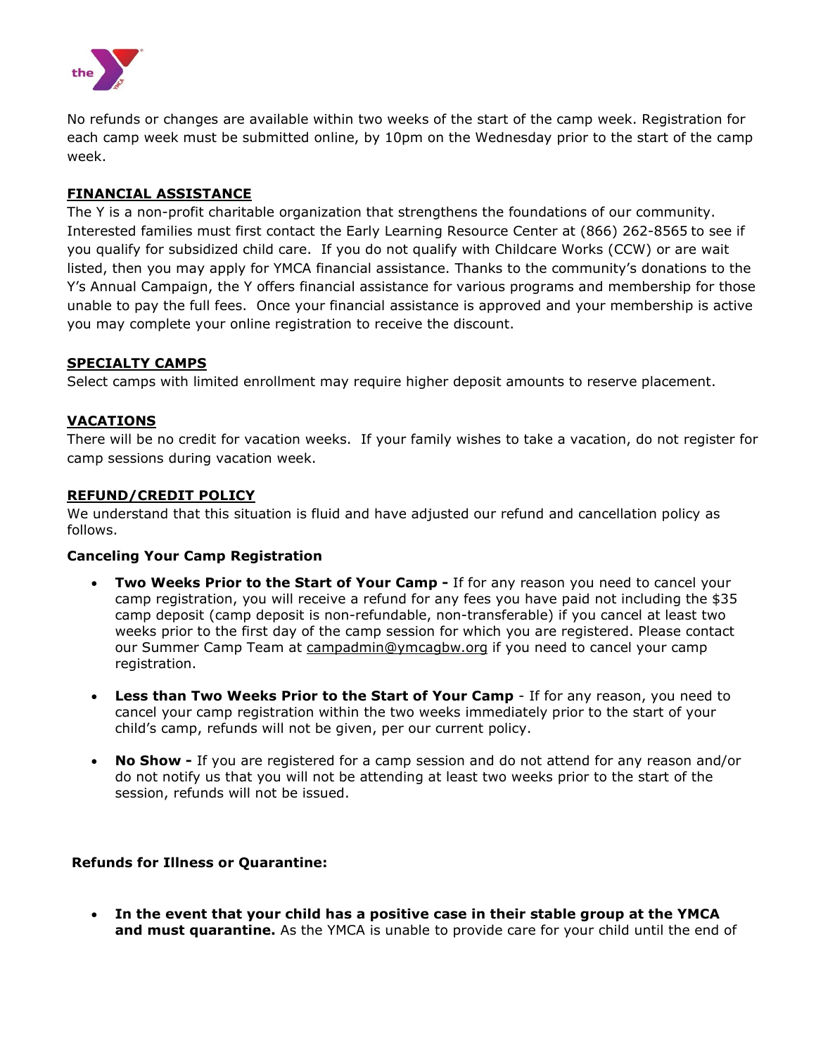No refunds or changes are available within two weeks of the start of the camp week. Registration for each camp week must be submitted online, by 10pm on the Wednesday prior to the start of the camp week.

## FINANCIAL ASSISTANCE

The Y is a non-profit charitable organization that strengthens the foundations of our community. Interested families must first contact the Early Learning Resource Center at (866) 262-8565 to see if you qualify for subsidized child care. If you do not qualify with Childcare Works (CCW) or are wait listed, then you may apply for YMCA financial assistance. Thanks to the community's donations to the Y's Annual Campaign, the Y offers financial assistance for various programs and membership for those unable to pay the full fees. Once your financial assistance is approved and your membership is active you may complete your online registration to receive the discount.

## SPECIALTY CAMPS

Select camps with limited enrollment may require higher deposit amounts to reserve placement.

## VACATIONS

There will be no credit for vacation weeks. If your family wishes to take a vacation, do not register for camp sessions during vacation week.

## REFUND/CREDIT POLICY

We understand that this situation is fluid and have adjusted our refund and cancellation policy as follows.

**Canceling Your Camp Registration**

- **Two Weeks Prior to the Start of Your Camp -** If for any reason you need to cancel your camp registration, you will receive a refund for any fees you have paid not including the $35 camp deposit (camp deposit is non-refundable, non-transferable) if you cancel at least two weeks prior to the first day of the camp session for which you are registered. Please contact our Summer Camp Team at campadmin@ymcagbw.org if you need to cancel your camp registration.
- **Less than Two Weeks Prior to the Start of Your Camp** - If for any reason, you need to cancel your camp registration within the two weeks immediately prior to the start of your child's camp, refunds will not be given, per our current policy.
- **No Show -** If you are registered for a camp session and do not attend for any reason and/or do not notify us that you will not be attending at least two weeks prior to the start of the session, refunds will not be issued.

**Refunds for Illness or Quarantine:**

- **In the event that your child has a positive case in their stable group at the YMCA and must quarantine.** As the YMCA is unable to provide care for your child until the end of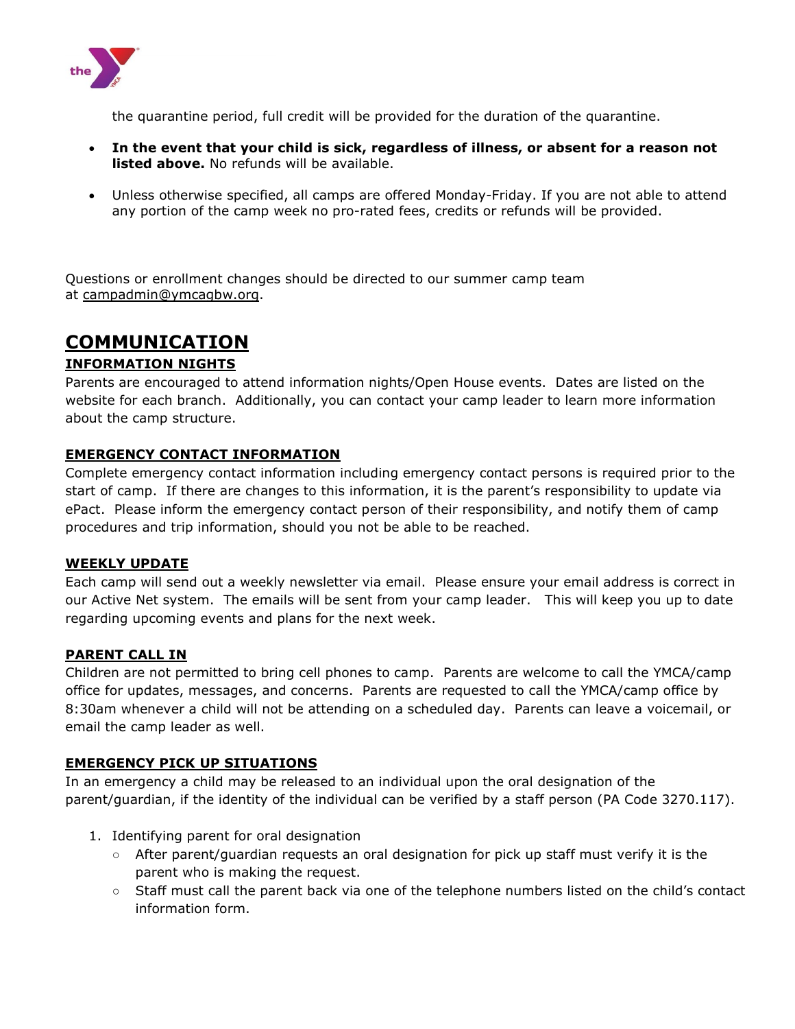the quarantine period, full credit will be provided for the duration of the quarantine.

- **In the event that your child is sick, regardless of illness, or absent for a reason not listed above.** No refunds will be available.
- Unless otherwise specified, all camps are offered Monday-Friday. If you are not able to attend any portion of the camp week no pro-rated fees, credits or refunds will be provided.

Questions or enrollment changes should be directed to our summer camp team at campadmin@ymcagbw.org.

# COMMUNICATION

## INFORMATION NIGHTS

Parents are encouraged to attend information nights/Open House events. Dates are listed on the website for each branch. Additionally, you can contact your camp leader to learn more information about the camp structure.

## EMERGENCY CONTACT INFORMATION

Complete emergency contact information including emergency contact persons is required prior to the start of camp. If there are changes to this information, it is the parent's responsibility to update via ePact. Please inform the emergency contact person of their responsibility, and notify them of camp procedures and trip information, should you not be able to be reached.

## WEEKLY UPDATE

Each camp will send out a weekly newsletter via email. Please ensure your email address is correct in our Active Net system. The emails will be sent from your camp leader. This will keep you up to date regarding upcoming events and plans for the next week.

## PARENT CALL IN

Children are not permitted to bring cell phones to camp. Parents are welcome to call the YMCA/camp office for updates, messages, and concerns. Parents are requested to call the YMCA/camp office by 8:30am whenever a child will not be attending on a scheduled day. Parents can leave a voicemail, or email the camp leader as well.

## EMERGENCY PICK UP SITUATIONS

In an emergency a child may be released to an individual upon the oral designation of the parent/guardian, if the identity of the individual can be verified by a staff person (PA Code 3270.117).

1. Identifying parent for oral designation
   - After parent/guardian requests an oral designation for pick up staff must verify it is the parent who is making the request.
   - Staff must call the parent back via one of the telephone numbers listed on the child's contact information form.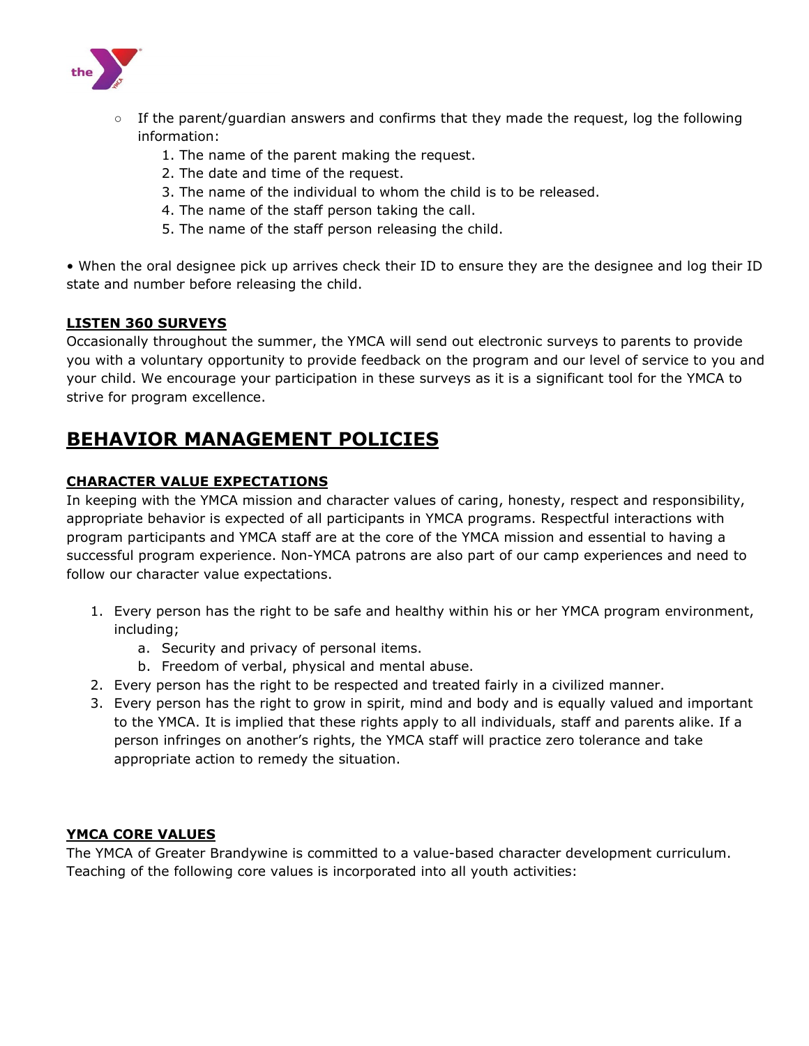- If the parent/guardian answers and confirms that they made the request, log the following information:
  1. The name of the parent making the request.
  2. The date and time of the request.
  3. The name of the individual to whom the child is to be released.
  4. The name of the staff person taking the call.
  5. The name of the staff person releasing the child.

• When the oral designee pick up arrives check their ID to ensure they are the designee and log their ID state and number before releasing the child.

### LISTEN 360 SURVEYS

Occasionally throughout the summer, the YMCA will send out electronic surveys to parents to provide you with a voluntary opportunity to provide feedback on the program and our level of service to you and your child. We encourage your participation in these surveys as it is a significant tool for the YMCA to strive for program excellence.

## BEHAVIOR MANAGEMENT POLICIES

### CHARACTER VALUE EXPECTATIONS

In keeping with the YMCA mission and character values of caring, honesty, respect and responsibility, appropriate behavior is expected of all participants in YMCA programs. Respectful interactions with program participants and YMCA staff are at the core of the YMCA mission and essential to having a successful program experience. Non-YMCA patrons are also part of our camp experiences and need to follow our character value expectations.

1. Every person has the right to be safe and healthy within his or her YMCA program environment, including;
   a. Security and privacy of personal items.
   b. Freedom of verbal, physical and mental abuse.
2. Every person has the right to be respected and treated fairly in a civilized manner.
3. Every person has the right to grow in spirit, mind and body and is equally valued and important to the YMCA. It is implied that these rights apply to all individuals, staff and parents alike. If a person infringes on another's rights, the YMCA staff will practice zero tolerance and take appropriate action to remedy the situation.

### YMCA CORE VALUES

The YMCA of Greater Brandywine is committed to a value-based character development curriculum. Teaching of the following core values is incorporated into all youth activities: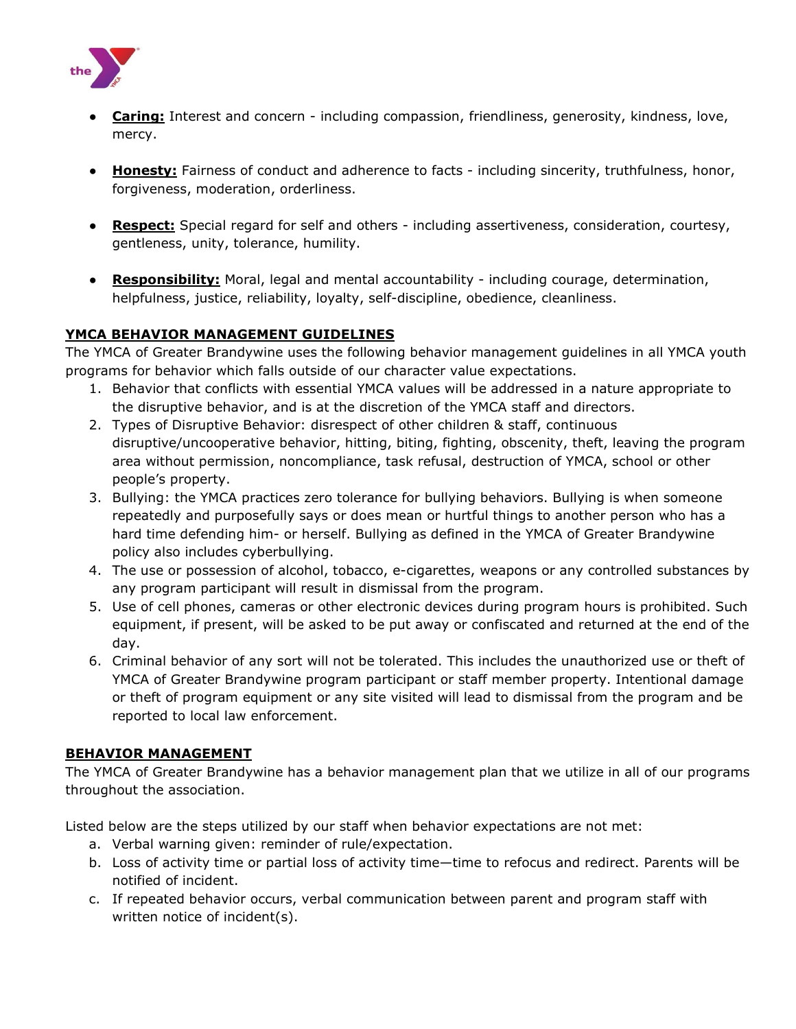- **Caring:** Interest and concern - including compassion, friendliness, generosity, kindness, love, mercy.

- **Honesty:** Fairness of conduct and adherence to facts - including sincerity, truthfulness, honor, forgiveness, moderation, orderliness.

- **Respect:** Special regard for self and others - including assertiveness, consideration, courtesy, gentleness, unity, tolerance, humility.

- **Responsibility:** Moral, legal and mental accountability - including courage, determination, helpfulness, justice, reliability, loyalty, self-discipline, obedience, cleanliness.

## YMCA BEHAVIOR MANAGEMENT GUIDELINES

The YMCA of Greater Brandywine uses the following behavior management guidelines in all YMCA youth programs for behavior which falls outside of our character value expectations.

1. Behavior that conflicts with essential YMCA values will be addressed in a nature appropriate to the disruptive behavior, and is at the discretion of the YMCA staff and directors.
2. Types of Disruptive Behavior: disrespect of other children & staff, continuous disruptive/uncooperative behavior, hitting, biting, fighting, obscenity, theft, leaving the program area without permission, noncompliance, task refusal, destruction of YMCA, school or other people's property.
3. Bullying: the YMCA practices zero tolerance for bullying behaviors. Bullying is when someone repeatedly and purposefully says or does mean or hurtful things to another person who has a hard time defending him- or herself. Bullying as defined in the YMCA of Greater Brandywine policy also includes cyberbullying.
4. The use or possession of alcohol, tobacco, e-cigarettes, weapons or any controlled substances by any program participant will result in dismissal from the program.
5. Use of cell phones, cameras or other electronic devices during program hours is prohibited. Such equipment, if present, will be asked to be put away or confiscated and returned at the end of the day.
6. Criminal behavior of any sort will not be tolerated. This includes the unauthorized use or theft of YMCA of Greater Brandywine program participant or staff member property. Intentional damage or theft of program equipment or any site visited will lead to dismissal from the program and be reported to local law enforcement.

## BEHAVIOR MANAGEMENT

The YMCA of Greater Brandywine has a behavior management plan that we utilize in all of our programs throughout the association.

Listed below are the steps utilized by our staff when behavior expectations are not met:

a. Verbal warning given: reminder of rule/expectation.
b. Loss of activity time or partial loss of activity time—time to refocus and redirect. Parents will be notified of incident.
c. If repeated behavior occurs, verbal communication between parent and program staff with written notice of incident(s).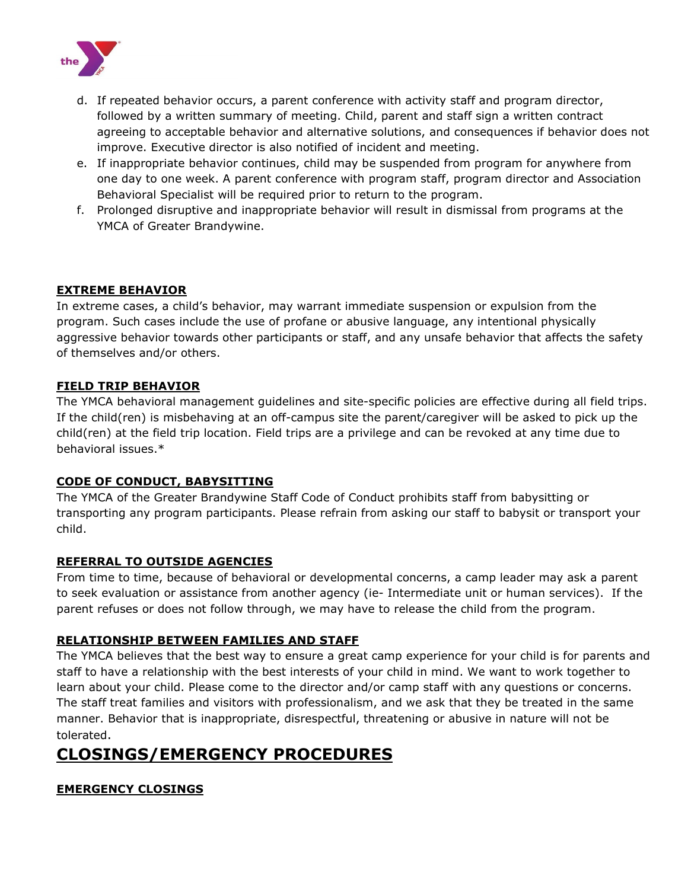d. If repeated behavior occurs, a parent conference with activity staff and program director, followed by a written summary of meeting. Child, parent and staff sign a written contract agreeing to acceptable behavior and alternative solutions, and consequences if behavior does not improve. Executive director is also notified of incident and meeting.

e. If inappropriate behavior continues, child may be suspended from program for anywhere from one day to one week. A parent conference with program staff, program director and Association Behavioral Specialist will be required prior to return to the program.

f. Prolonged disruptive and inappropriate behavior will result in dismissal from programs at the YMCA of Greater Brandywine.

### EXTREME BEHAVIOR

In extreme cases, a child's behavior, may warrant immediate suspension or expulsion from the program. Such cases include the use of profane or abusive language, any intentional physically aggressive behavior towards other participants or staff, and any unsafe behavior that affects the safety of themselves and/or others.

### FIELD TRIP BEHAVIOR

The YMCA behavioral management guidelines and site-specific policies are effective during all field trips. If the child(ren) is misbehaving at an off-campus site the parent/caregiver will be asked to pick up the child(ren) at the field trip location. Field trips are a privilege and can be revoked at any time due to behavioral issues.*

### CODE OF CONDUCT, BABYSITTING

The YMCA of the Greater Brandywine Staff Code of Conduct prohibits staff from babysitting or transporting any program participants. Please refrain from asking our staff to babysit or transport your child.

### REFERRAL TO OUTSIDE AGENCIES

From time to time, because of behavioral or developmental concerns, a camp leader may ask a parent to seek evaluation or assistance from another agency (ie- Intermediate unit or human services). If the parent refuses or does not follow through, we may have to release the child from the program.

### RELATIONSHIP BETWEEN FAMILIES AND STAFF

The YMCA believes that the best way to ensure a great camp experience for your child is for parents and staff to have a relationship with the best interests of your child in mind. We want to work together to learn about your child. Please come to the director and/or camp staff with any questions or concerns. The staff treat families and visitors with professionalism, and we ask that they be treated in the same manner. Behavior that is inappropriate, disrespectful, threatening or abusive in nature will not be tolerated.

## CLOSINGS/EMERGENCY PROCEDURES

### EMERGENCY CLOSINGS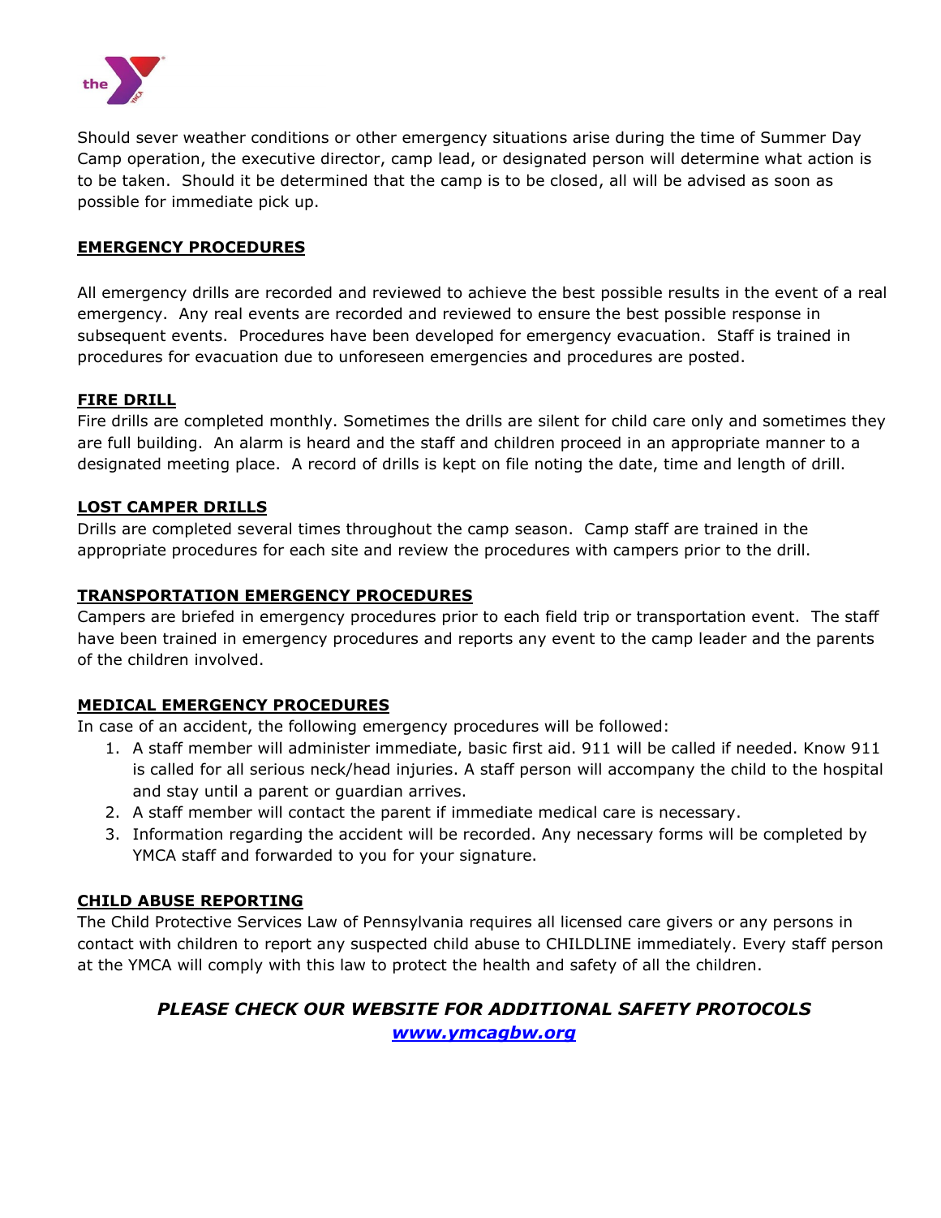Should sever weather conditions or other emergency situations arise during the time of Summer Day Camp operation, the executive director, camp lead, or designated person will determine what action is to be taken. Should it be determined that the camp is to be closed, all will be advised as soon as possible for immediate pick up.

## EMERGENCY PROCEDURES

All emergency drills are recorded and reviewed to achieve the best possible results in the event of a real emergency. Any real events are recorded and reviewed to ensure the best possible response in subsequent events. Procedures have been developed for emergency evacuation. Staff is trained in procedures for evacuation due to unforeseen emergencies and procedures are posted.

## FIRE DRILL

Fire drills are completed monthly. Sometimes the drills are silent for child care only and sometimes they are full building. An alarm is heard and the staff and children proceed in an appropriate manner to a designated meeting place. A record of drills is kept on file noting the date, time and length of drill.

## LOST CAMPER DRILLS

Drills are completed several times throughout the camp season. Camp staff are trained in the appropriate procedures for each site and review the procedures with campers prior to the drill.

## TRANSPORTATION EMERGENCY PROCEDURES

Campers are briefed in emergency procedures prior to each field trip or transportation event. The staff have been trained in emergency procedures and reports any event to the camp leader and the parents of the children involved.

## MEDICAL EMERGENCY PROCEDURES

In case of an accident, the following emergency procedures will be followed:

1. A staff member will administer immediate, basic first aid. 911 will be called if needed. Know 911 is called for all serious neck/head injuries. A staff person will accompany the child to the hospital and stay until a parent or guardian arrives.
2. A staff member will contact the parent if immediate medical care is necessary.
3. Information regarding the accident will be recorded. Any necessary forms will be completed by YMCA staff and forwarded to you for your signature.

## CHILD ABUSE REPORTING

The Child Protective Services Law of Pennsylvania requires all licensed care givers or any persons in contact with children to report any suspected child abuse to CHILDLINE immediately. Every staff person at the YMCA will comply with this law to protect the health and safety of all the children.

***PLEASE CHECK OUR WEBSITE FOR ADDITIONAL SAFETY PROTOCOLS***

***[www.ymcagbw.org](http://www.ymcagbw.org)***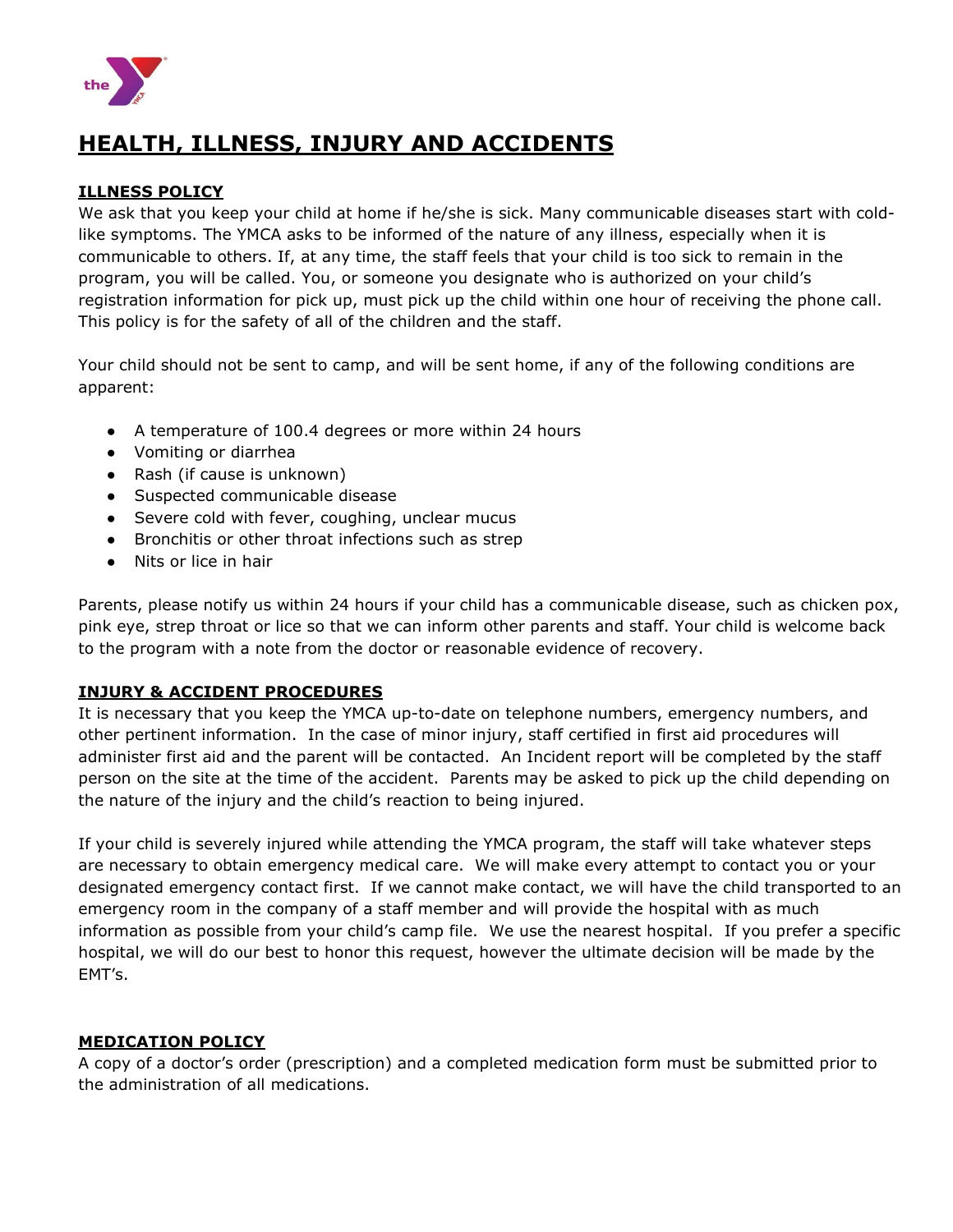# HEALTH, ILLNESS, INJURY AND ACCIDENTS

## ILLNESS POLICY

We ask that you keep your child at home if he/she is sick. Many communicable diseases start with cold-like symptoms. The YMCA asks to be informed of the nature of any illness, especially when it is communicable to others. If, at any time, the staff feels that your child is too sick to remain in the program, you will be called. You, or someone you designate who is authorized on your child's registration information for pick up, must pick up the child within one hour of receiving the phone call. This policy is for the safety of all of the children and the staff.

Your child should not be sent to camp, and will be sent home, if any of the following conditions are apparent:

- A temperature of 100.4 degrees or more within 24 hours
- Vomiting or diarrhea
- Rash (if cause is unknown)
- Suspected communicable disease
- Severe cold with fever, coughing, unclear mucus
- Bronchitis or other throat infections such as strep
- Nits or lice in hair

Parents, please notify us within 24 hours if your child has a communicable disease, such as chicken pox, pink eye, strep throat or lice so that we can inform other parents and staff. Your child is welcome back to the program with a note from the doctor or reasonable evidence of recovery.

## INJURY & ACCIDENT PROCEDURES

It is necessary that you keep the YMCA up-to-date on telephone numbers, emergency numbers, and other pertinent information. In the case of minor injury, staff certified in first aid procedures will administer first aid and the parent will be contacted. An Incident report will be completed by the staff person on the site at the time of the accident. Parents may be asked to pick up the child depending on the nature of the injury and the child's reaction to being injured.

If your child is severely injured while attending the YMCA program, the staff will take whatever steps are necessary to obtain emergency medical care. We will make every attempt to contact you or your designated emergency contact first. If we cannot make contact, we will have the child transported to an emergency room in the company of a staff member and will provide the hospital with as much information as possible from your child's camp file. We use the nearest hospital. If you prefer a specific hospital, we will do our best to honor this request, however the ultimate decision will be made by the EMT's.

## MEDICATION POLICY

A copy of a doctor's order (prescription) and a completed medication form must be submitted prior to the administration of all medications.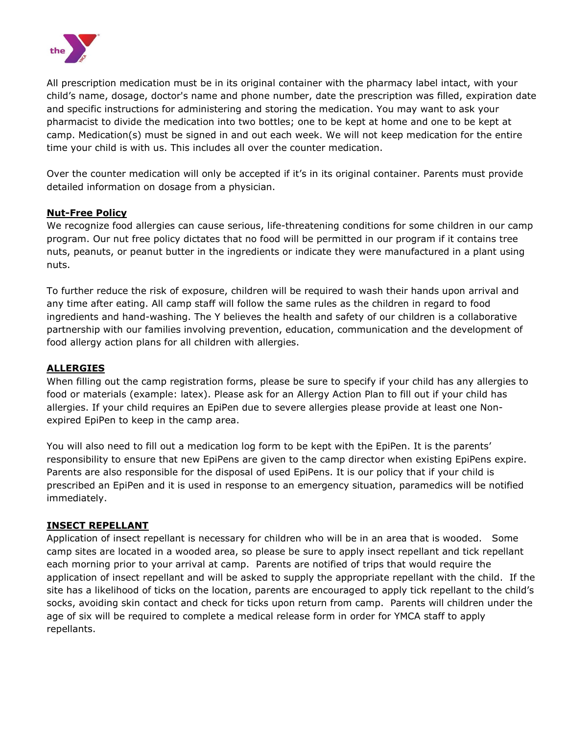All prescription medication must be in its original container with the pharmacy label intact, with your child's name, dosage, doctor's name and phone number, date the prescription was filled, expiration date and specific instructions for administering and storing the medication. You may want to ask your pharmacist to divide the medication into two bottles; one to be kept at home and one to be kept at camp. Medication(s) must be signed in and out each week. We will not keep medication for the entire time your child is with us. This includes all over the counter medication.

Over the counter medication will only be accepted if it's in its original container. Parents must provide detailed information on dosage from a physician.

## Nut-Free Policy

We recognize food allergies can cause serious, life-threatening conditions for some children in our camp program. Our nut free policy dictates that no food will be permitted in our program if it contains tree nuts, peanuts, or peanut butter in the ingredients or indicate they were manufactured in a plant using nuts.

To further reduce the risk of exposure, children will be required to wash their hands upon arrival and any time after eating. All camp staff will follow the same rules as the children in regard to food ingredients and hand-washing. The Y believes the health and safety of our children is a collaborative partnership with our families involving prevention, education, communication and the development of food allergy action plans for all children with allergies.

## ALLERGIES

When filling out the camp registration forms, please be sure to specify if your child has any allergies to food or materials (example: latex). Please ask for an Allergy Action Plan to fill out if your child has allergies. If your child requires an EpiPen due to severe allergies please provide at least one Non-expired EpiPen to keep in the camp area.

You will also need to fill out a medication log form to be kept with the EpiPen. It is the parents' responsibility to ensure that new EpiPens are given to the camp director when existing EpiPens expire. Parents are also responsible for the disposal of used EpiPens. It is our policy that if your child is prescribed an EpiPen and it is used in response to an emergency situation, paramedics will be notified immediately.

## INSECT REPELLANT

Application of insect repellant is necessary for children who will be in an area that is wooded. Some camp sites are located in a wooded area, so please be sure to apply insect repellant and tick repellant each morning prior to your arrival at camp. Parents are notified of trips that would require the application of insect repellant and will be asked to supply the appropriate repellant with the child. If the site has a likelihood of ticks on the location, parents are encouraged to apply tick repellant to the child's socks, avoiding skin contact and check for ticks upon return from camp. Parents will children under the age of six will be required to complete a medical release form in order for YMCA staff to apply repellants.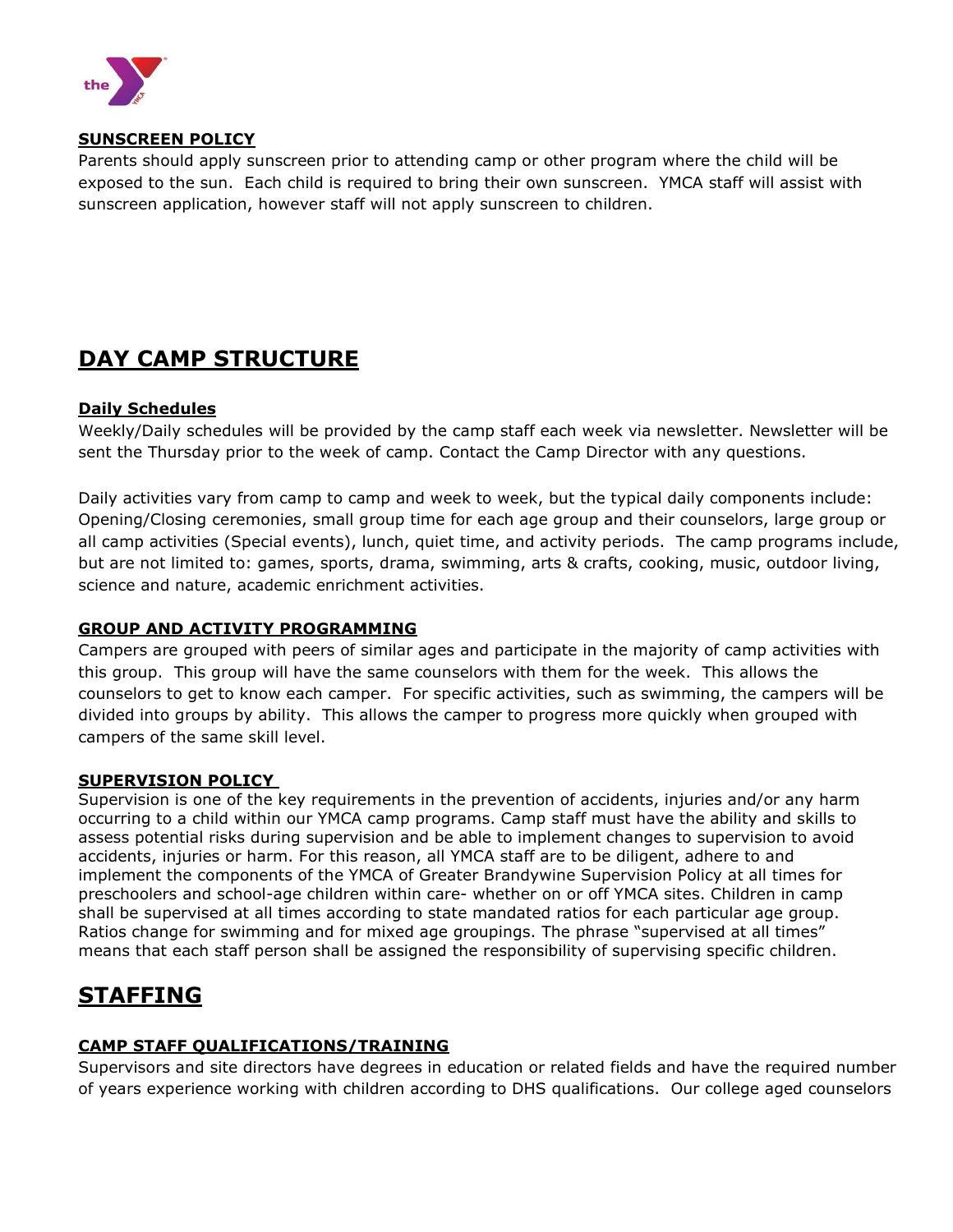### SUNSCREEN POLICY

Parents should apply sunscreen prior to attending camp or other program where the child will be exposed to the sun. Each child is required to bring their own sunscreen. YMCA staff will assist with sunscreen application, however staff will not apply sunscreen to children.

# DAY CAMP STRUCTURE

### Daily Schedules

Weekly/Daily schedules will be provided by the camp staff each week via newsletter. Newsletter will be sent the Thursday prior to the week of camp. Contact the Camp Director with any questions.

Daily activities vary from camp to camp and week to week, but the typical daily components include: Opening/Closing ceremonies, small group time for each age group and their counselors, large group or all camp activities (Special events), lunch, quiet time, and activity periods. The camp programs include, but are not limited to: games, sports, drama, swimming, arts & crafts, cooking, music, outdoor living, science and nature, academic enrichment activities.

### GROUP AND ACTIVITY PROGRAMMING

Campers are grouped with peers of similar ages and participate in the majority of camp activities with this group. This group will have the same counselors with them for the week. This allows the counselors to get to know each camper. For specific activities, such as swimming, the campers will be divided into groups by ability. This allows the camper to progress more quickly when grouped with campers of the same skill level.

### SUPERVISION POLICY

Supervision is one of the key requirements in the prevention of accidents, injuries and/or any harm occurring to a child within our YMCA camp programs. Camp staff must have the ability and skills to assess potential risks during supervision and be able to implement changes to supervision to avoid accidents, injuries or harm. For this reason, all YMCA staff are to be diligent, adhere to and implement the components of the YMCA of Greater Brandywine Supervision Policy at all times for preschoolers and school-age children within care- whether on or off YMCA sites. Children in camp shall be supervised at all times according to state mandated ratios for each particular age group. Ratios change for swimming and for mixed age groupings. The phrase "supervised at all times" means that each staff person shall be assigned the responsibility of supervising specific children.

# STAFFING

### CAMP STAFF QUALIFICATIONS/TRAINING

Supervisors and site directors have degrees in education or related fields and have the required number of years experience working with children according to DHS qualifications. Our college aged counselors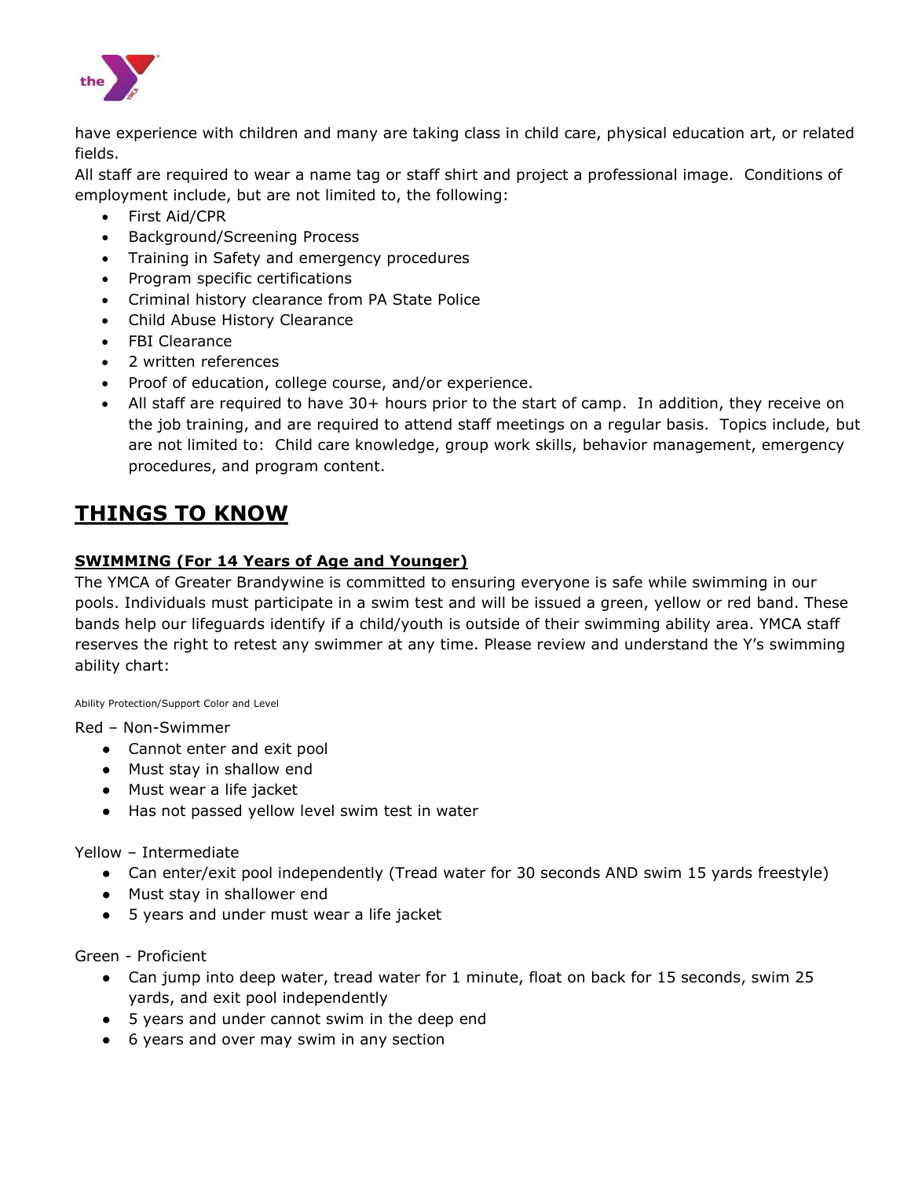have experience with children and many are taking class in child care, physical education art, or related fields.

All staff are required to wear a name tag or staff shirt and project a professional image. Conditions of employment include, but are not limited to, the following:

- First Aid/CPR
- Background/Screening Process
- Training in Safety and emergency procedures
- Program specific certifications
- Criminal history clearance from PA State Police
- Child Abuse History Clearance
- FBI Clearance
- 2 written references
- Proof of education, college course, and/or experience.
- All staff are required to have 30+ hours prior to the start of camp. In addition, they receive on the job training, and are required to attend staff meetings on a regular basis. Topics include, but are not limited to: Child care knowledge, group work skills, behavior management, emergency procedures, and program content.

# THINGS TO KNOW

## SWIMMING (For 14 Years of Age and Younger)

The YMCA of Greater Brandywine is committed to ensuring everyone is safe while swimming in our pools. Individuals must participate in a swim test and will be issued a green, yellow or red band. These bands help our lifeguards identify if a child/youth is outside of their swimming ability area. YMCA staff reserves the right to retest any swimmer at any time. Please review and understand the Y's swimming ability chart:

Ability Protection/Support Color and Level

Red – Non-Swimmer

- Cannot enter and exit pool
- Must stay in shallow end
- Must wear a life jacket
- Has not passed yellow level swim test in water

Yellow – Intermediate

- Can enter/exit pool independently (Tread water for 30 seconds AND swim 15 yards freestyle)
- Must stay in shallower end
- 5 years and under must wear a life jacket

Green - Proficient

- Can jump into deep water, tread water for 1 minute, float on back for 15 seconds, swim 25 yards, and exit pool independently
- 5 years and under cannot swim in the deep end
- 6 years and over may swim in any section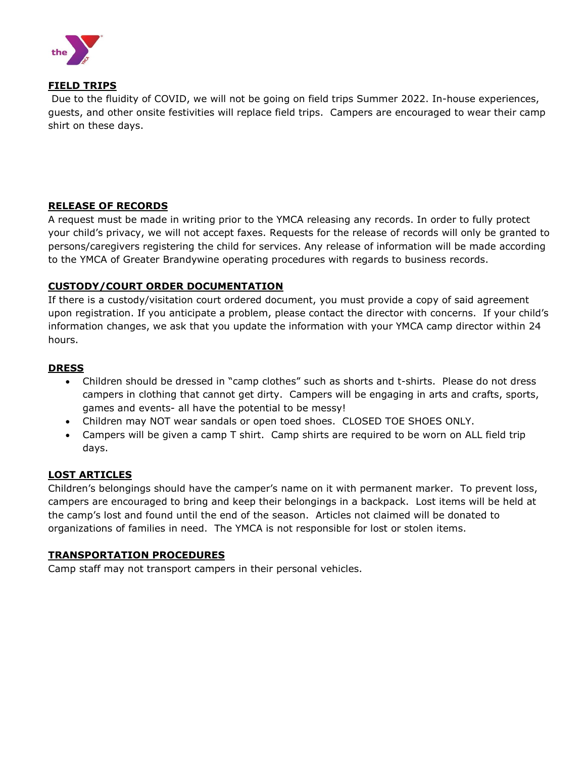## FIELD TRIPS

Due to the fluidity of COVID, we will not be going on field trips Summer 2022. In-house experiences, guests, and other onsite festivities will replace field trips. Campers are encouraged to wear their camp shirt on these days.

## RELEASE OF RECORDS

A request must be made in writing prior to the YMCA releasing any records. In order to fully protect your child's privacy, we will not accept faxes. Requests for the release of records will only be granted to persons/caregivers registering the child for services. Any release of information will be made according to the YMCA of Greater Brandywine operating procedures with regards to business records.

## CUSTODY/COURT ORDER DOCUMENTATION

If there is a custody/visitation court ordered document, you must provide a copy of said agreement upon registration. If you anticipate a problem, please contact the director with concerns. If your child's information changes, we ask that you update the information with your YMCA camp director within 24 hours.

## DRESS

- Children should be dressed in "camp clothes" such as shorts and t-shirts. Please do not dress campers in clothing that cannot get dirty. Campers will be engaging in arts and crafts, sports, games and events- all have the potential to be messy!
- Children may NOT wear sandals or open toed shoes. CLOSED TOE SHOES ONLY.
- Campers will be given a camp T shirt. Camp shirts are required to be worn on ALL field trip days.

## LOST ARTICLES

Children's belongings should have the camper's name on it with permanent marker. To prevent loss, campers are encouraged to bring and keep their belongings in a backpack. Lost items will be held at the camp's lost and found until the end of the season. Articles not claimed will be donated to organizations of families in need. The YMCA is not responsible for lost or stolen items.

## TRANSPORTATION PROCEDURES

Camp staff may not transport campers in their personal vehicles.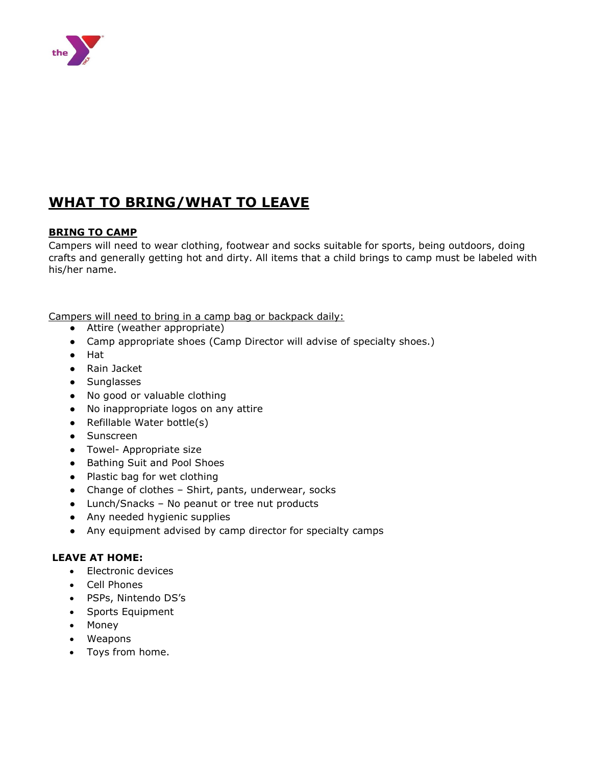# WHAT TO BRING/WHAT TO LEAVE

## BRING TO CAMP

Campers will need to wear clothing, footwear and socks suitable for sports, being outdoors, doing crafts and generally getting hot and dirty. All items that a child brings to camp must be labeled with his/her name.

Campers will need to bring in a camp bag or backpack daily:

- Attire (weather appropriate)
- Camp appropriate shoes (Camp Director will advise of specialty shoes.)
- Hat
- Rain Jacket
- Sunglasses
- No good or valuable clothing
- No inappropriate logos on any attire
- Refillable Water bottle(s)
- Sunscreen
- Towel- Appropriate size
- Bathing Suit and Pool Shoes
- Plastic bag for wet clothing
- Change of clothes – Shirt, pants, underwear, socks
- Lunch/Snacks – No peanut or tree nut products
- Any needed hygienic supplies
- Any equipment advised by camp director for specialty camps

## LEAVE AT HOME:

- Electronic devices
- Cell Phones
- PSPs, Nintendo DS's
- Sports Equipment
- Money
- Weapons
- Toys from home.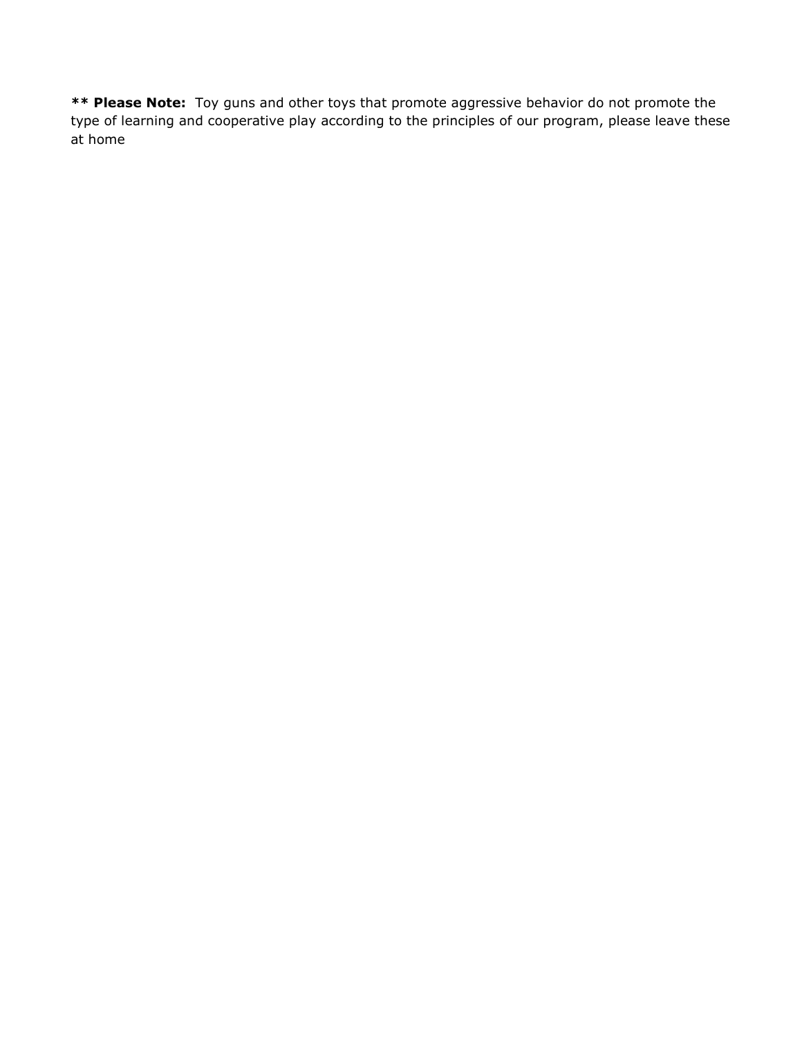**** Please Note:** Toy guns and other toys that promote aggressive behavior do not promote the type of learning and cooperative play according to the principles of our program, please leave these at home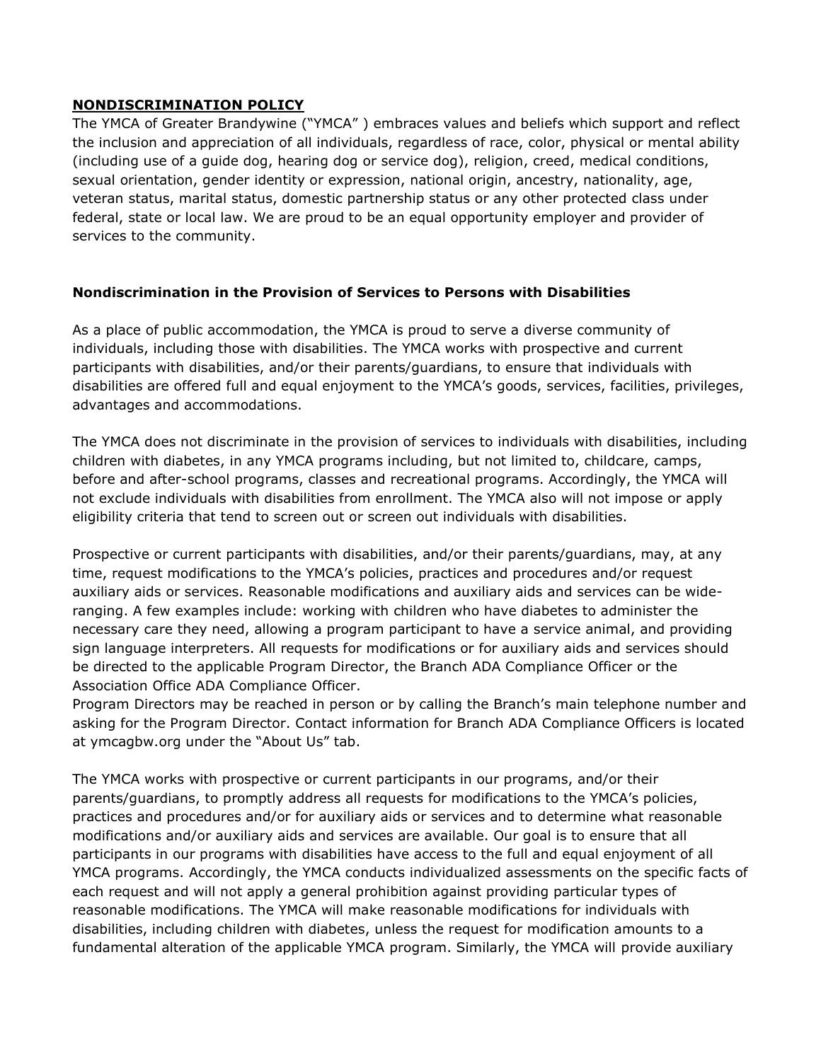**NONDISCRIMINATION POLICY**

The YMCA of Greater Brandywine ("YMCA" ) embraces values and beliefs which support and reflect the inclusion and appreciation of all individuals, regardless of race, color, physical or mental ability (including use of a guide dog, hearing dog or service dog), religion, creed, medical conditions, sexual orientation, gender identity or expression, national origin, ancestry, nationality, age, veteran status, marital status, domestic partnership status or any other protected class under federal, state or local law. We are proud to be an equal opportunity employer and provider of services to the community.

**Nondiscrimination in the Provision of Services to Persons with Disabilities**

As a place of public accommodation, the YMCA is proud to serve a diverse community of individuals, including those with disabilities. The YMCA works with prospective and current participants with disabilities, and/or their parents/guardians, to ensure that individuals with disabilities are offered full and equal enjoyment to the YMCA's goods, services, facilities, privileges, advantages and accommodations.

The YMCA does not discriminate in the provision of services to individuals with disabilities, including children with diabetes, in any YMCA programs including, but not limited to, childcare, camps, before and after-school programs, classes and recreational programs. Accordingly, the YMCA will not exclude individuals with disabilities from enrollment. The YMCA also will not impose or apply eligibility criteria that tend to screen out or screen out individuals with disabilities.

Prospective or current participants with disabilities, and/or their parents/guardians, may, at any time, request modifications to the YMCA's policies, practices and procedures and/or request auxiliary aids or services. Reasonable modifications and auxiliary aids and services can be wide-ranging. A few examples include: working with children who have diabetes to administer the necessary care they need, allowing a program participant to have a service animal, and providing sign language interpreters. All requests for modifications or for auxiliary aids and services should be directed to the applicable Program Director, the Branch ADA Compliance Officer or the Association Office ADA Compliance Officer.
Program Directors may be reached in person or by calling the Branch's main telephone number and asking for the Program Director. Contact information for Branch ADA Compliance Officers is located at ymcagbw.org under the "About Us" tab.

The YMCA works with prospective or current participants in our programs, and/or their parents/guardians, to promptly address all requests for modifications to the YMCA's policies, practices and procedures and/or for auxiliary aids or services and to determine what reasonable modifications and/or auxiliary aids and services are available. Our goal is to ensure that all participants in our programs with disabilities have access to the full and equal enjoyment of all YMCA programs. Accordingly, the YMCA conducts individualized assessments on the specific facts of each request and will not apply a general prohibition against providing particular types of reasonable modifications. The YMCA will make reasonable modifications for individuals with disabilities, including children with diabetes, unless the request for modification amounts to a fundamental alteration of the applicable YMCA program. Similarly, the YMCA will provide auxiliary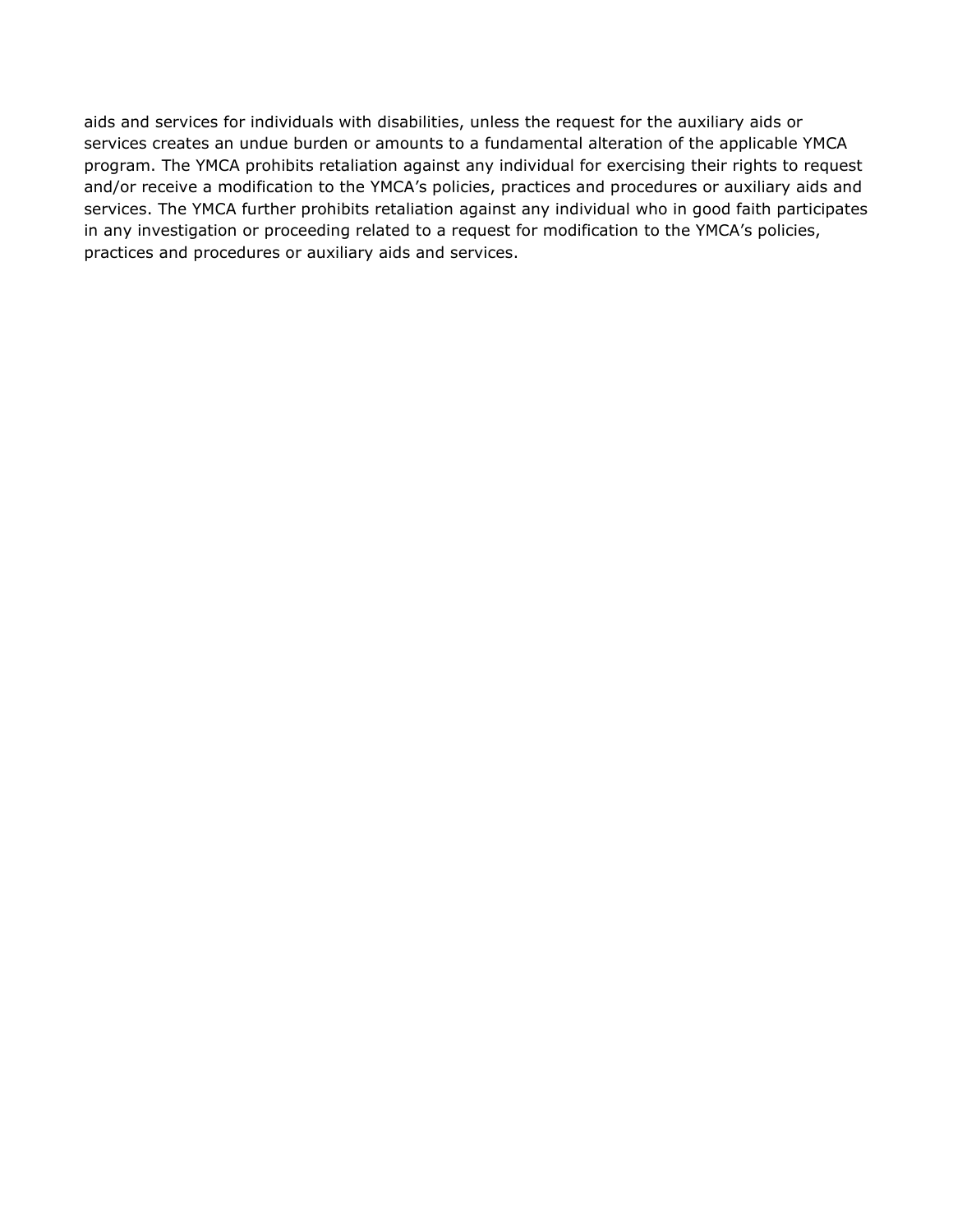aids and services for individuals with disabilities, unless the request for the auxiliary aids or services creates an undue burden or amounts to a fundamental alteration of the applicable YMCA program. The YMCA prohibits retaliation against any individual for exercising their rights to request and/or receive a modification to the YMCA's policies, practices and procedures or auxiliary aids and services. The YMCA further prohibits retaliation against any individual who in good faith participates in any investigation or proceeding related to a request for modification to the YMCA's policies, practices and procedures or auxiliary aids and services.